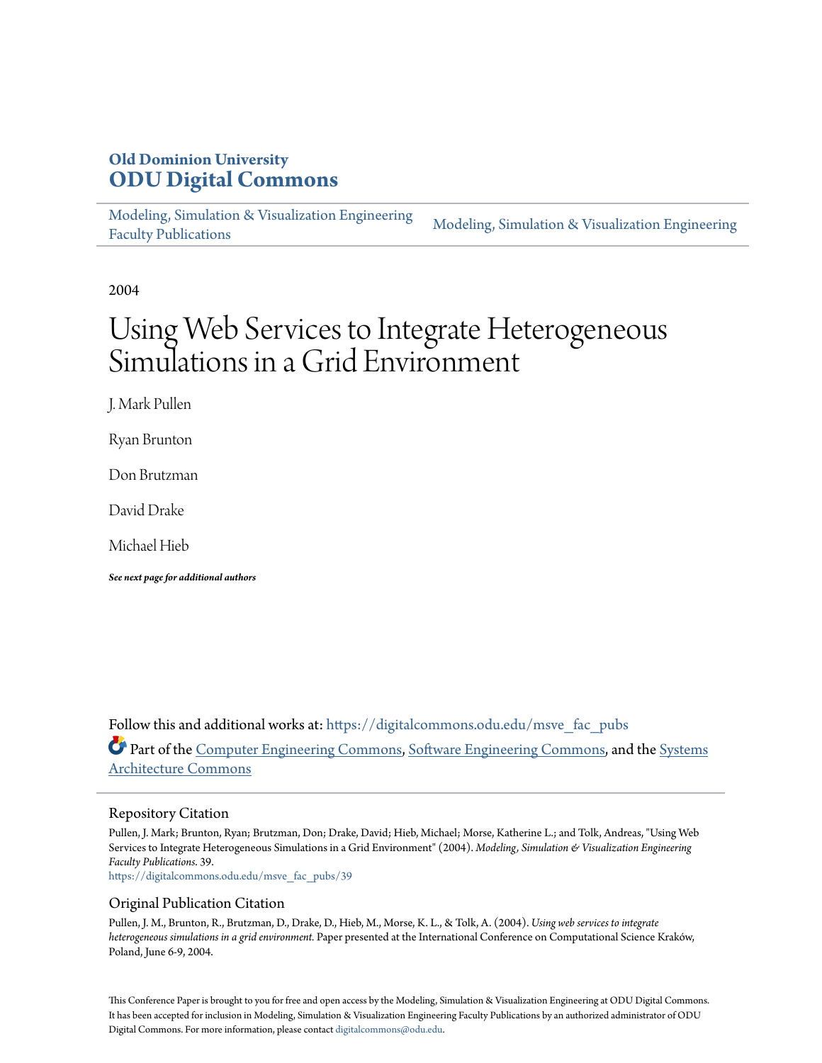Old Dominion University
# ODU Digital Commons

Modeling, Simulation & Visualization Engineering Faculty Publications | Modeling, Simulation & Visualization Engineering

2004

# Using Web Services to Integrate Heterogeneous Simulations in a Grid Environment

J. Mark Pullen

Ryan Brunton

Don Brutzman

David Drake

Michael Hieb

***See next page for additional authors***

Follow this and additional works at: https://digitalcommons.odu.edu/msve_fac_pubs

Part of the Computer Engineering Commons, Software Engineering Commons, and the Systems Architecture Commons

## Repository Citation

Pullen, J. Mark; Brunton, Ryan; Brutzman, Don; Drake, David; Hieb, Michael; Morse, Katherine L.; and Tolk, Andreas, "Using Web Services to Integrate Heterogeneous Simulations in a Grid Environment" (2004). *Modeling, Simulation & Visualization Engineering Faculty Publications*. 39.
https://digitalcommons.odu.edu/msve_fac_pubs/39

## Original Publication Citation

Pullen, J. M., Brunton, R., Brutzman, D., Drake, D., Hieb, M., Morse, K. L., & Tolk, A. (2004). *Using web services to integrate heterogeneous simulations in a grid environment.* Paper presented at the International Conference on Computational Science Kraków, Poland, June 6-9, 2004.

This Conference Paper is brought to you for free and open access by the Modeling, Simulation & Visualization Engineering at ODU Digital Commons. It has been accepted for inclusion in Modeling, Simulation & Visualization Engineering Faculty Publications by an authorized administrator of ODU Digital Commons. For more information, please contact digitalcommons@odu.edu.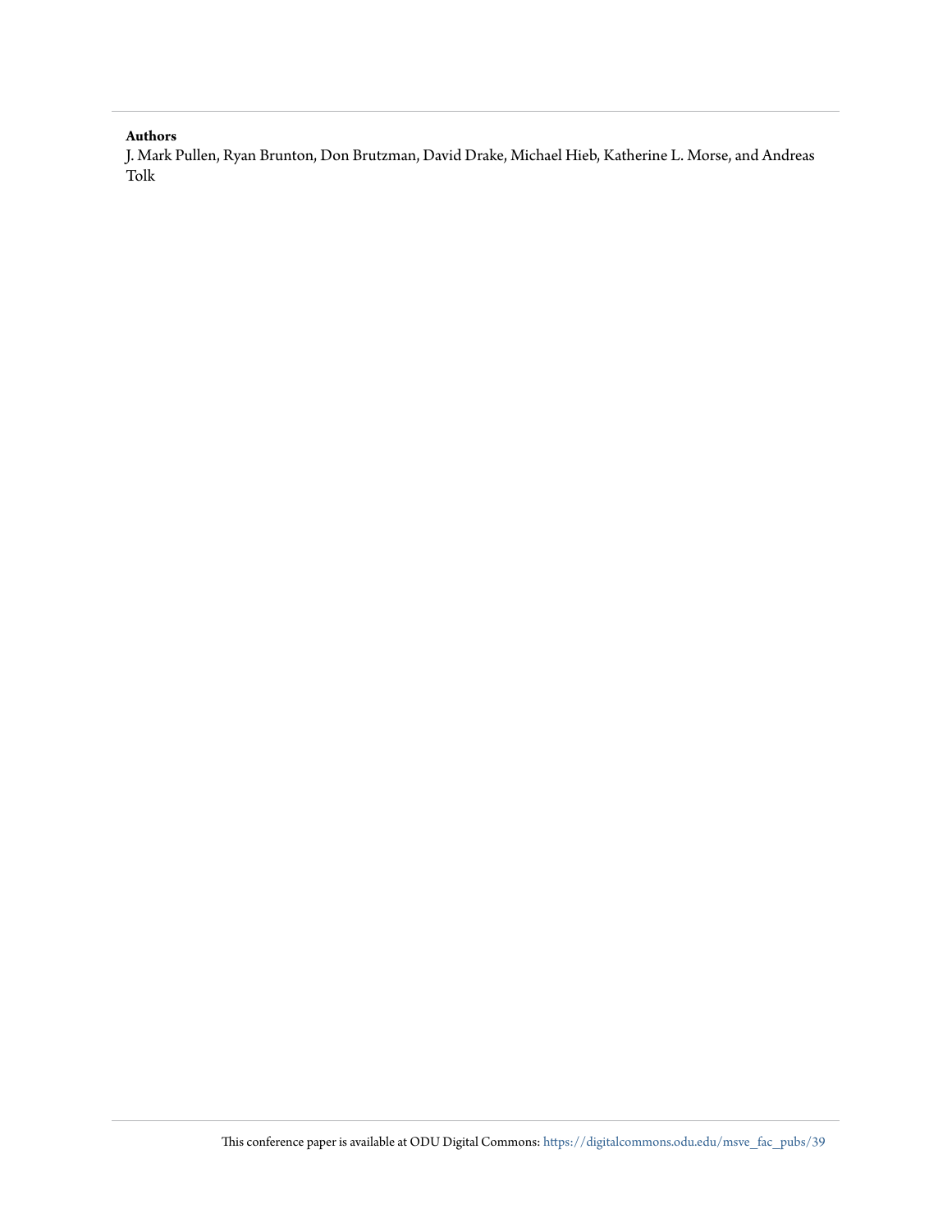**Authors**

J. Mark Pullen, Ryan Brunton, Don Brutzman, David Drake, Michael Hieb, Katherine L. Morse, and Andreas Tolk

This conference paper is available at ODU Digital Commons: https://digitalcommons.odu.edu/msve_fac_pubs/39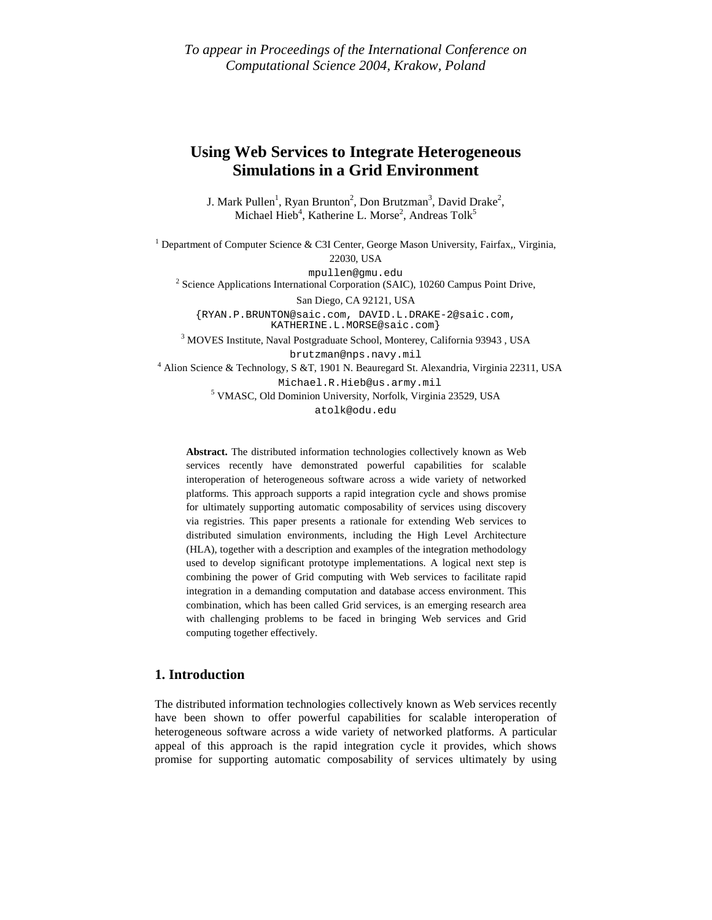*To appear in Proceedings of the International Conference on Computational Science 2004, Krakow, Poland*

# Using Web Services to Integrate Heterogeneous Simulations in a Grid Environment

J. Mark Pullen[1], Ryan Brunton[2], Don Brutzman[3], David Drake[2], Michael Hieb[4], Katherine L. Morse[2], Andreas Tolk[5]

[1] Department of Computer Science & C3I Center, George Mason University, Fairfax,, Virginia, 22030, USA
mpullen@gmu.edu

[2] Science Applications International Corporation (SAIC), 10260 Campus Point Drive, San Diego, CA 92121, USA
{RYAN.P.BRUNTON@saic.com, DAVID.L.DRAKE-2@saic.com, KATHERINE.L.MORSE@saic.com}

[3] MOVES Institute, Naval Postgraduate School, Monterey, California 93943 , USA
brutzman@nps.navy.mil

[4] Alion Science & Technology, S &T, 1901 N. Beauregard St. Alexandria, Virginia 22311, USA
Michael.R.Hieb@us.army.mil

[5] VMASC, Old Dominion University, Norfolk, Virginia 23529, USA
atolk@odu.edu

**Abstract.** The distributed information technologies collectively known as Web services recently have demonstrated powerful capabilities for scalable interoperation of heterogeneous software across a wide variety of networked platforms. This approach supports a rapid integration cycle and shows promise for ultimately supporting automatic composability of services using discovery via registries. This paper presents a rationale for extending Web services to distributed simulation environments, including the High Level Architecture (HLA), together with a description and examples of the integration methodology used to develop significant prototype implementations. A logical next step is combining the power of Grid computing with Web services to facilitate rapid integration in a demanding computation and database access environment. This combination, which has been called Grid services, is an emerging research area with challenging problems to be faced in bringing Web services and Grid computing together effectively.

## 1. Introduction

The distributed information technologies collectively known as Web services recently have been shown to offer powerful capabilities for scalable interoperation of heterogeneous software across a wide variety of networked platforms. A particular appeal of this approach is the rapid integration cycle it provides, which shows promise for supporting automatic composability of services ultimately by using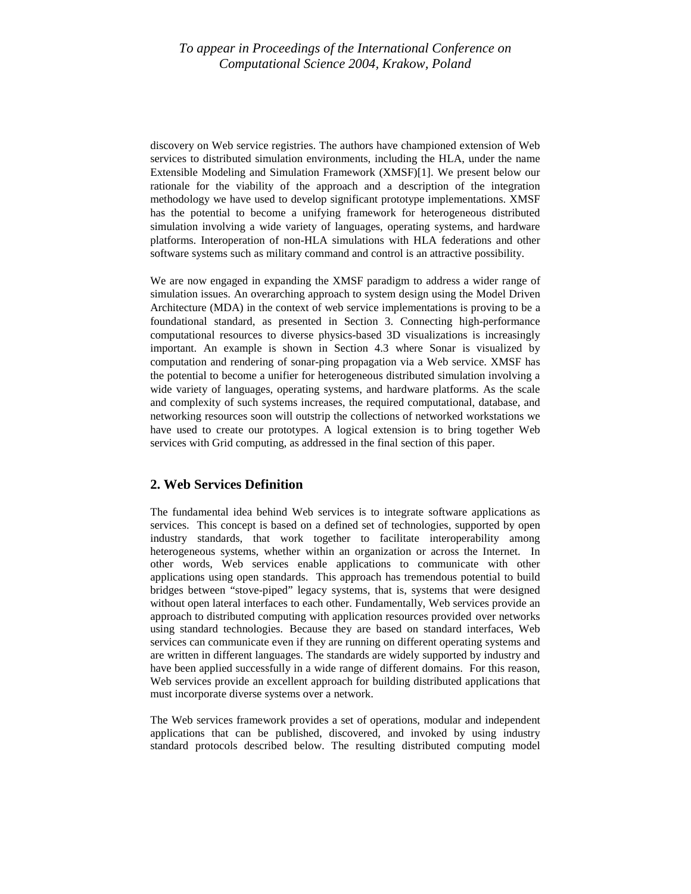discovery on Web service registries. The authors have championed extension of Web services to distributed simulation environments, including the HLA, under the name Extensible Modeling and Simulation Framework (XMSF)[1]. We present below our rationale for the viability of the approach and a description of the integration methodology we have used to develop significant prototype implementations. XMSF has the potential to become a unifying framework for heterogeneous distributed simulation involving a wide variety of languages, operating systems, and hardware platforms. Interoperation of non-HLA simulations with HLA federations and other software systems such as military command and control is an attractive possibility.

We are now engaged in expanding the XMSF paradigm to address a wider range of simulation issues. An overarching approach to system design using the Model Driven Architecture (MDA) in the context of web service implementations is proving to be a foundational standard, as presented in Section 3. Connecting high-performance computational resources to diverse physics-based 3D visualizations is increasingly important. An example is shown in Section 4.3 where Sonar is visualized by computation and rendering of sonar-ping propagation via a Web service. XMSF has the potential to become a unifier for heterogeneous distributed simulation involving a wide variety of languages, operating systems, and hardware platforms. As the scale and complexity of such systems increases, the required computational, database, and networking resources soon will outstrip the collections of networked workstations we have used to create our prototypes. A logical extension is to bring together Web services with Grid computing, as addressed in the final section of this paper.

## 2. Web Services Definition

The fundamental idea behind Web services is to integrate software applications as services. This concept is based on a defined set of technologies, supported by open industry standards, that work together to facilitate interoperability among heterogeneous systems, whether within an organization or across the Internet. In other words, Web services enable applications to communicate with other applications using open standards. This approach has tremendous potential to build bridges between "stove-piped" legacy systems, that is, systems that were designed without open lateral interfaces to each other. Fundamentally, Web services provide an approach to distributed computing with application resources provided over networks using standard technologies. Because they are based on standard interfaces, Web services can communicate even if they are running on different operating systems and are written in different languages. The standards are widely supported by industry and have been applied successfully in a wide range of different domains. For this reason, Web services provide an excellent approach for building distributed applications that must incorporate diverse systems over a network.

The Web services framework provides a set of operations, modular and independent applications that can be published, discovered, and invoked by using industry standard protocols described below. The resulting distributed computing model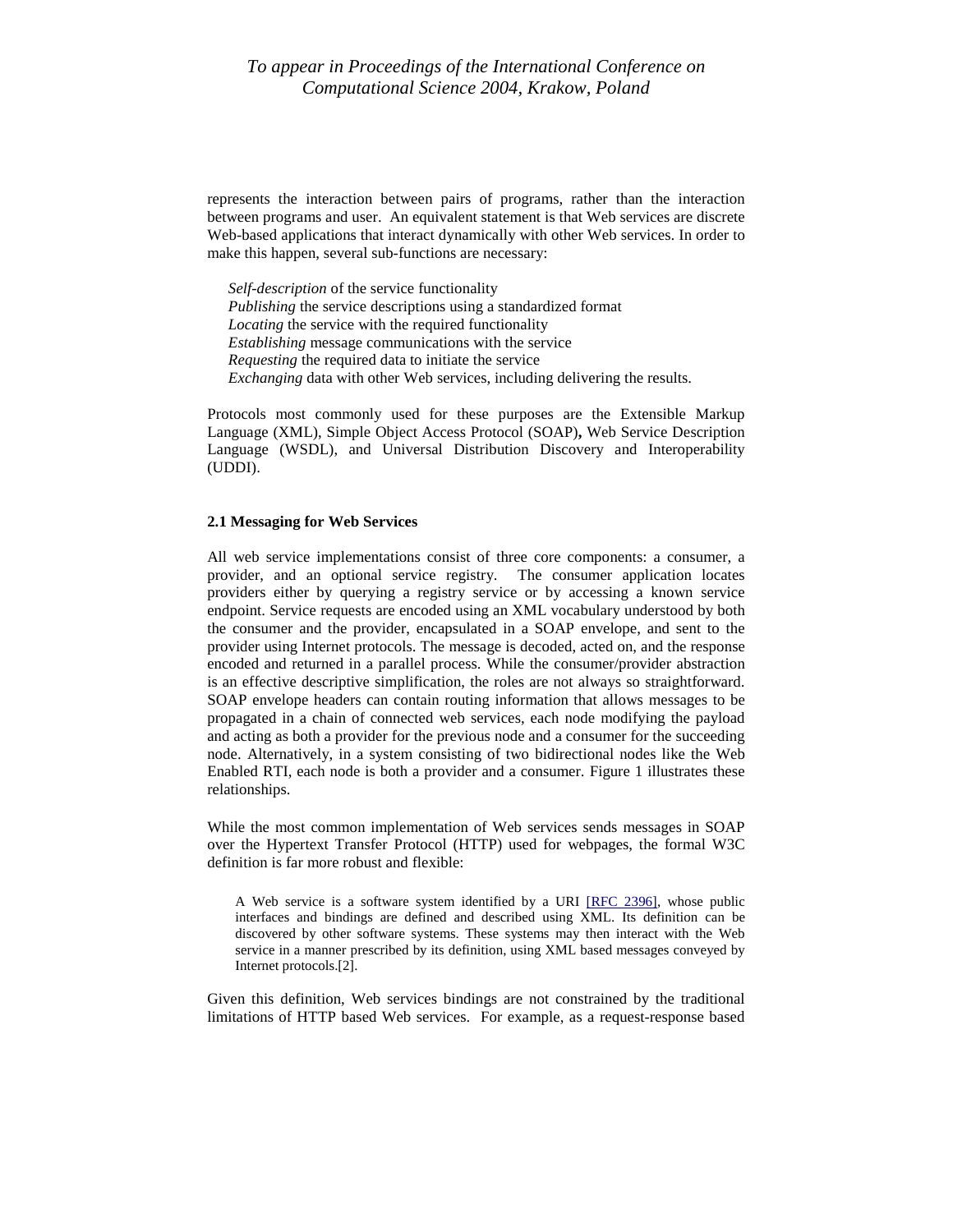represents the interaction between pairs of programs, rather than the interaction between programs and user. An equivalent statement is that Web services are discrete Web-based applications that interact dynamically with other Web services. In order to make this happen, several sub-functions are necessary:

*Self-description* of the service functionality
*Publishing* the service descriptions using a standardized format
*Locating* the service with the required functionality
*Establishing* message communications with the service
*Requesting* the required data to initiate the service
*Exchanging* data with other Web services, including delivering the results.

Protocols most commonly used for these purposes are the Extensible Markup Language (XML), Simple Object Access Protocol (SOAP)**,** Web Service Description Language (WSDL), and Universal Distribution Discovery and Interoperability (UDDI).

### 2.1 Messaging for Web Services

All web service implementations consist of three core components: a consumer, a provider, and an optional service registry. The consumer application locates providers either by querying a registry service or by accessing a known service endpoint. Service requests are encoded using an XML vocabulary understood by both the consumer and the provider, encapsulated in a SOAP envelope, and sent to the provider using Internet protocols. The message is decoded, acted on, and the response encoded and returned in a parallel process. While the consumer/provider abstraction is an effective descriptive simplification, the roles are not always so straightforward. SOAP envelope headers can contain routing information that allows messages to be propagated in a chain of connected web services, each node modifying the payload and acting as both a provider for the previous node and a consumer for the succeeding node. Alternatively, in a system consisting of two bidirectional nodes like the Web Enabled RTI, each node is both a provider and a consumer. Figure 1 illustrates these relationships.

While the most common implementation of Web services sends messages in SOAP over the Hypertext Transfer Protocol (HTTP) used for webpages, the formal W3C definition is far more robust and flexible:

> A Web service is a software system identified by a URI [RFC 2396], whose public interfaces and bindings are defined and described using XML. Its definition can be discovered by other software systems. These systems may then interact with the Web service in a manner prescribed by its definition, using XML based messages conveyed by Internet protocols.[2].

Given this definition, Web services bindings are not constrained by the traditional limitations of HTTP based Web services. For example, as a request-response based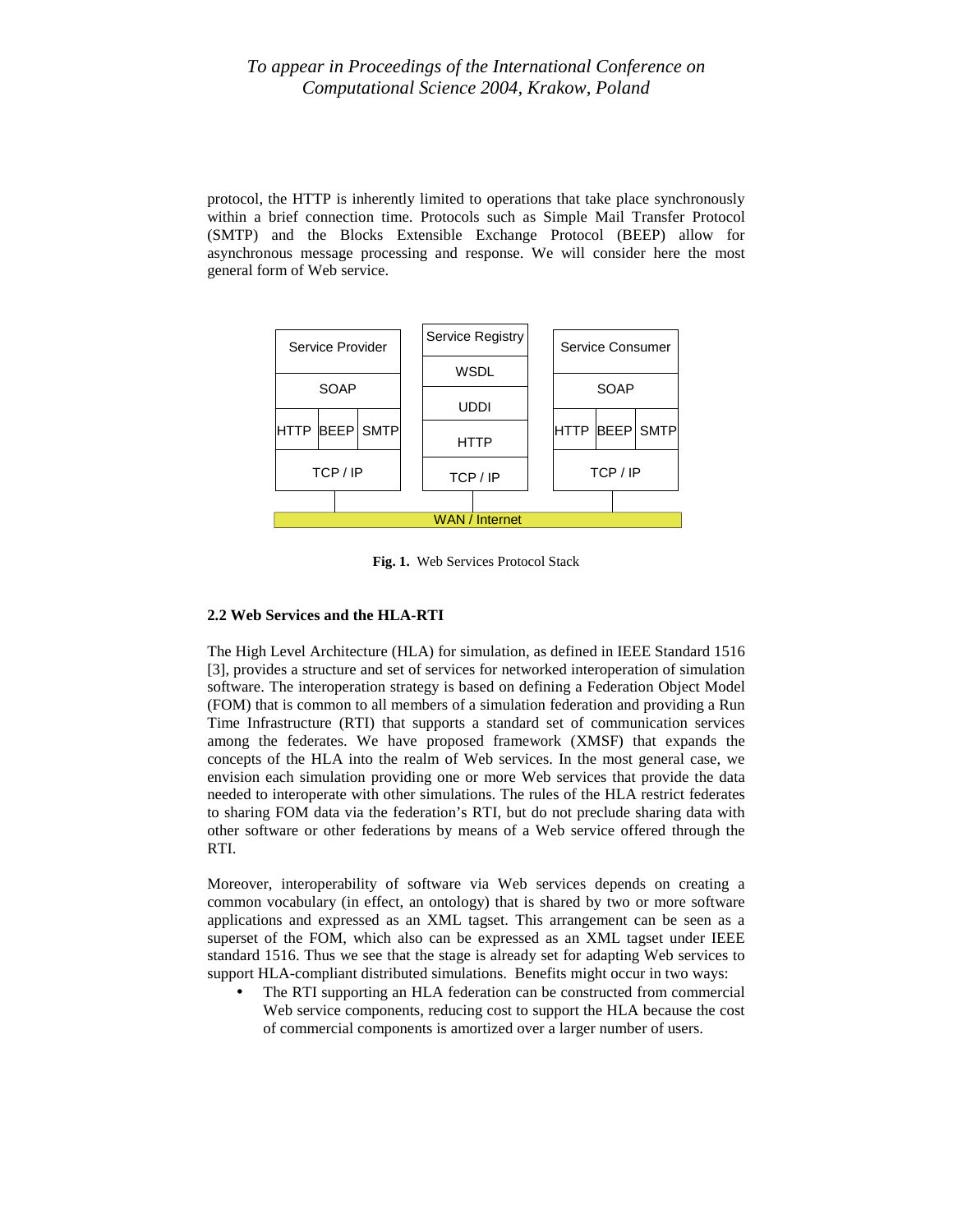protocol, the HTTP is inherently limited to operations that take place synchronously within a brief connection time. Protocols such as Simple Mail Transfer Protocol (SMTP) and the Blocks Extensible Exchange Protocol (BEEP) allow for asynchronous message processing and response. We will consider here the most general form of Web service.

**Fig. 1.** Web Services Protocol Stack

### 2.2 Web Services and the HLA-RTI

The High Level Architecture (HLA) for simulation, as defined in IEEE Standard 1516 [3], provides a structure and set of services for networked interoperation of simulation software. The interoperation strategy is based on defining a Federation Object Model (FOM) that is common to all members of a simulation federation and providing a Run Time Infrastructure (RTI) that supports a standard set of communication services among the federates. We have proposed framework (XMSF) that expands the concepts of the HLA into the realm of Web services. In the most general case, we envision each simulation providing one or more Web services that provide the data needed to interoperate with other simulations. The rules of the HLA restrict federates to sharing FOM data via the federation's RTI, but do not preclude sharing data with other software or other federations by means of a Web service offered through the RTI.

Moreover, interoperability of software via Web services depends on creating a common vocabulary (in effect, an ontology) that is shared by two or more software applications and expressed as an XML tagset. This arrangement can be seen as a superset of the FOM, which also can be expressed as an XML tagset under IEEE standard 1516. Thus we see that the stage is already set for adapting Web services to support HLA-compliant distributed simulations. Benefits might occur in two ways:

- The RTI supporting an HLA federation can be constructed from commercial Web service components, reducing cost to support the HLA because the cost of commercial components is amortized over a larger number of users.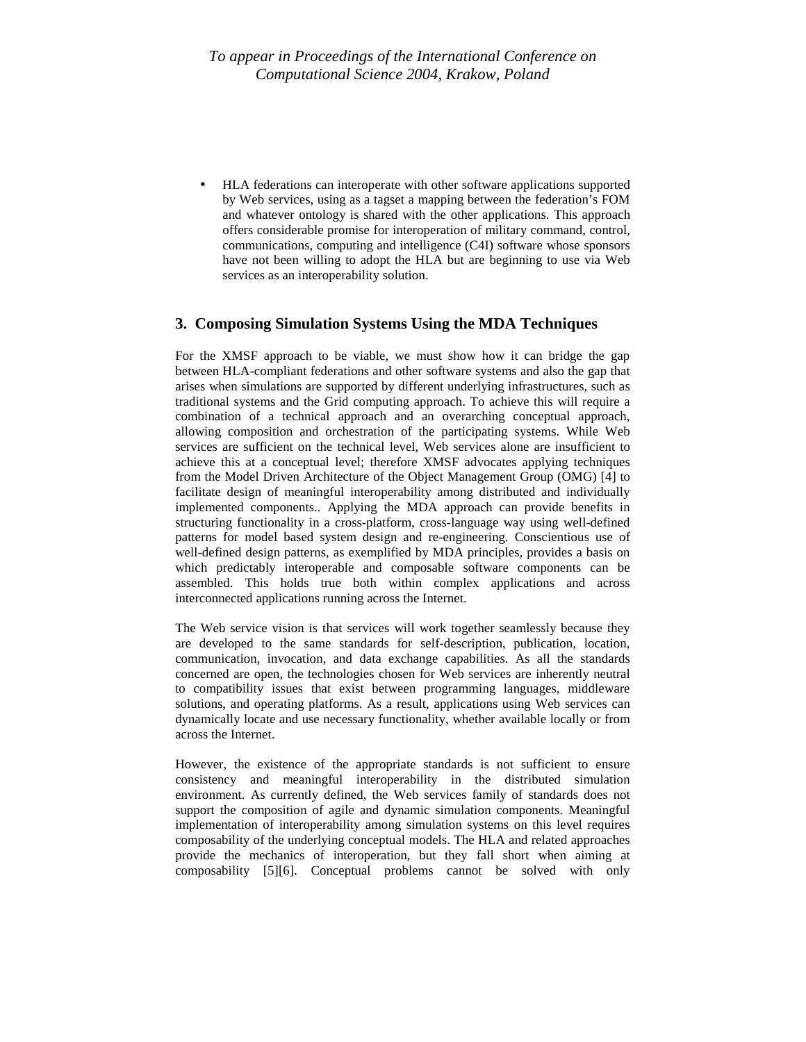- HLA federations can interoperate with other software applications supported by Web services, using as a tagset a mapping between the federation's FOM and whatever ontology is shared with the other applications. This approach offers considerable promise for interoperation of military command, control, communications, computing and intelligence (C4I) software whose sponsors have not been willing to adopt the HLA but are beginning to use via Web services as an interoperability solution.

## 3. Composing Simulation Systems Using the MDA Techniques

For the XMSF approach to be viable, we must show how it can bridge the gap between HLA-compliant federations and other software systems and also the gap that arises when simulations are supported by different underlying infrastructures, such as traditional systems and the Grid computing approach. To achieve this will require a combination of a technical approach and an overarching conceptual approach, allowing composition and orchestration of the participating systems. While Web services are sufficient on the technical level, Web services alone are insufficient to achieve this at a conceptual level; therefore XMSF advocates applying techniques from the Model Driven Architecture of the Object Management Group (OMG) [4] to facilitate design of meaningful interoperability among distributed and individually implemented components.. Applying the MDA approach can provide benefits in structuring functionality in a cross-platform, cross-language way using well-defined patterns for model based system design and re-engineering. Conscientious use of well-defined design patterns, as exemplified by MDA principles, provides a basis on which predictably interoperable and composable software components can be assembled. This holds true both within complex applications and across interconnected applications running across the Internet.

The Web service vision is that services will work together seamlessly because they are developed to the same standards for self-description, publication, location, communication, invocation, and data exchange capabilities. As all the standards concerned are open, the technologies chosen for Web services are inherently neutral to compatibility issues that exist between programming languages, middleware solutions, and operating platforms. As a result, applications using Web services can dynamically locate and use necessary functionality, whether available locally or from across the Internet.

However, the existence of the appropriate standards is not sufficient to ensure consistency and meaningful interoperability in the distributed simulation environment. As currently defined, the Web services family of standards does not support the composition of agile and dynamic simulation components. Meaningful implementation of interoperability among simulation systems on this level requires composability of the underlying conceptual models. The HLA and related approaches provide the mechanics of interoperation, but they fall short when aiming at composability [5][6]. Conceptual problems cannot be solved with only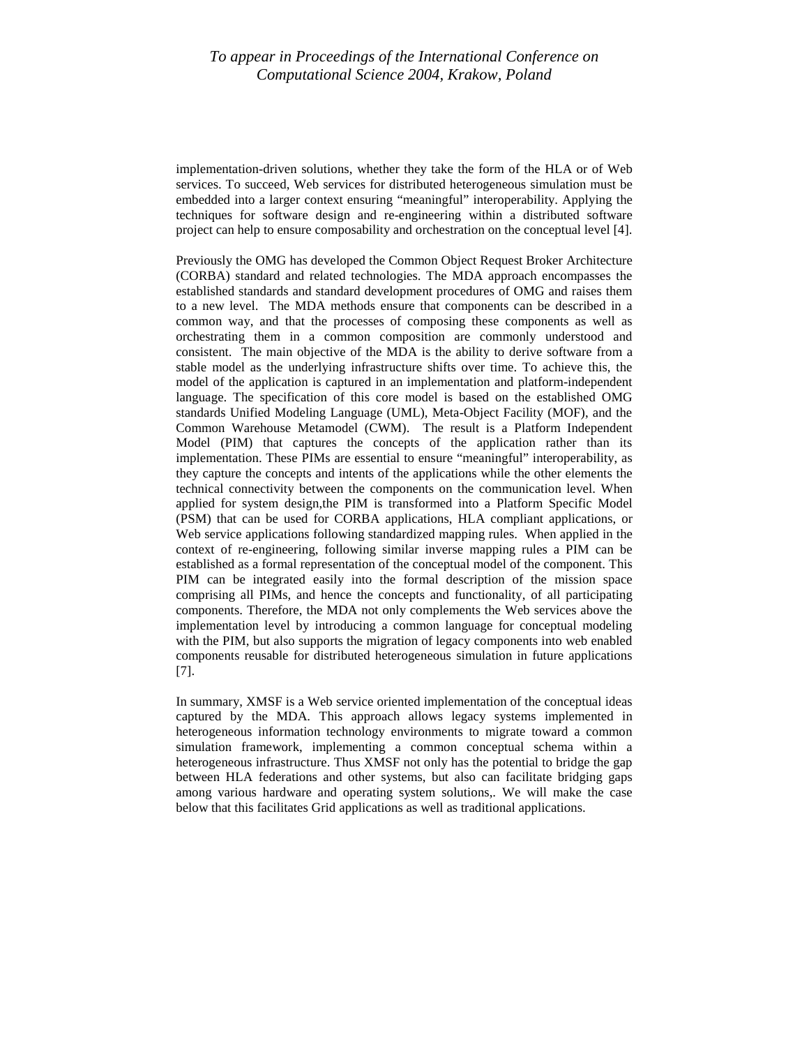implementation-driven solutions, whether they take the form of the HLA or of Web services. To succeed, Web services for distributed heterogeneous simulation must be embedded into a larger context ensuring "meaningful" interoperability. Applying the techniques for software design and re-engineering within a distributed software project can help to ensure composability and orchestration on the conceptual level [4].

Previously the OMG has developed the Common Object Request Broker Architecture (CORBA) standard and related technologies. The MDA approach encompasses the established standards and standard development procedures of OMG and raises them to a new level. The MDA methods ensure that components can be described in a common way, and that the processes of composing these components as well as orchestrating them in a common composition are commonly understood and consistent. The main objective of the MDA is the ability to derive software from a stable model as the underlying infrastructure shifts over time. To achieve this, the model of the application is captured in an implementation and platform-independent language. The specification of this core model is based on the established OMG standards Unified Modeling Language (UML), Meta-Object Facility (MOF), and the Common Warehouse Metamodel (CWM). The result is a Platform Independent Model (PIM) that captures the concepts of the application rather than its implementation. These PIMs are essential to ensure "meaningful" interoperability, as they capture the concepts and intents of the applications while the other elements the technical connectivity between the components on the communication level. When applied for system design,the PIM is transformed into a Platform Specific Model (PSM) that can be used for CORBA applications, HLA compliant applications, or Web service applications following standardized mapping rules. When applied in the context of re-engineering, following similar inverse mapping rules a PIM can be established as a formal representation of the conceptual model of the component. This PIM can be integrated easily into the formal description of the mission space comprising all PIMs, and hence the concepts and functionality, of all participating components. Therefore, the MDA not only complements the Web services above the implementation level by introducing a common language for conceptual modeling with the PIM, but also supports the migration of legacy components into web enabled components reusable for distributed heterogeneous simulation in future applications [7].

In summary, XMSF is a Web service oriented implementation of the conceptual ideas captured by the MDA. This approach allows legacy systems implemented in heterogeneous information technology environments to migrate toward a common simulation framework, implementing a common conceptual schema within a heterogeneous infrastructure. Thus XMSF not only has the potential to bridge the gap between HLA federations and other systems, but also can facilitate bridging gaps among various hardware and operating system solutions,. We will make the case below that this facilitates Grid applications as well as traditional applications.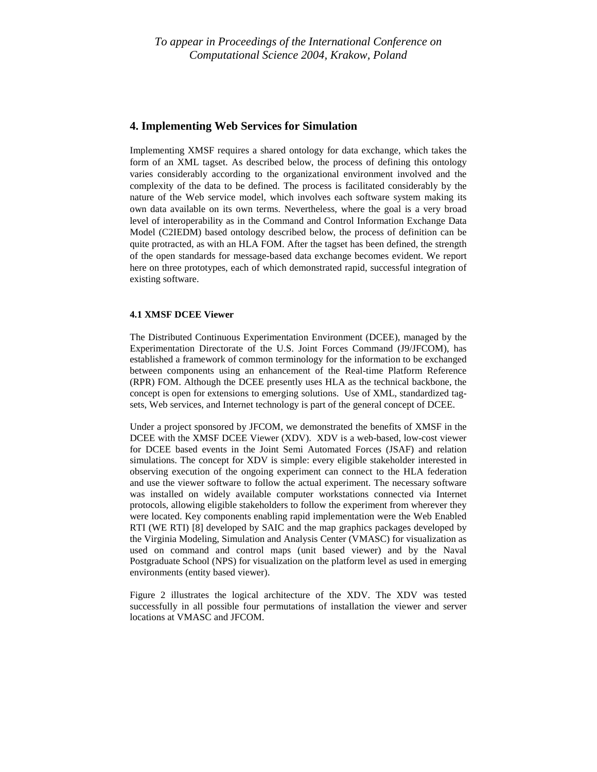## 4. Implementing Web Services for Simulation

Implementing XMSF requires a shared ontology for data exchange, which takes the form of an XML tagset. As described below, the process of defining this ontology varies considerably according to the organizational environment involved and the complexity of the data to be defined. The process is facilitated considerably by the nature of the Web service model, which involves each software system making its own data available on its own terms. Nevertheless, where the goal is a very broad level of interoperability as in the Command and Control Information Exchange Data Model (C2IEDM) based ontology described below, the process of definition can be quite protracted, as with an HLA FOM. After the tagset has been defined, the strength of the open standards for message-based data exchange becomes evident. We report here on three prototypes, each of which demonstrated rapid, successful integration of existing software.

### 4.1 XMSF DCEE Viewer

The Distributed Continuous Experimentation Environment (DCEE), managed by the Experimentation Directorate of the U.S. Joint Forces Command (J9/JFCOM), has established a framework of common terminology for the information to be exchanged between components using an enhancement of the Real-time Platform Reference (RPR) FOM. Although the DCEE presently uses HLA as the technical backbone, the concept is open for extensions to emerging solutions. Use of XML, standardized tag-sets, Web services, and Internet technology is part of the general concept of DCEE.

Under a project sponsored by JFCOM, we demonstrated the benefits of XMSF in the DCEE with the XMSF DCEE Viewer (XDV). XDV is a web-based, low-cost viewer for DCEE based events in the Joint Semi Automated Forces (JSAF) and relation simulations. The concept for XDV is simple: every eligible stakeholder interested in observing execution of the ongoing experiment can connect to the HLA federation and use the viewer software to follow the actual experiment. The necessary software was installed on widely available computer workstations connected via Internet protocols, allowing eligible stakeholders to follow the experiment from wherever they were located. Key components enabling rapid implementation were the Web Enabled RTI (WE RTI) [8] developed by SAIC and the map graphics packages developed by the Virginia Modeling, Simulation and Analysis Center (VMASC) for visualization as used on command and control maps (unit based viewer) and by the Naval Postgraduate School (NPS) for visualization on the platform level as used in emerging environments (entity based viewer).

Figure 2 illustrates the logical architecture of the XDV. The XDV was tested successfully in all possible four permutations of installation the viewer and server locations at VMASC and JFCOM.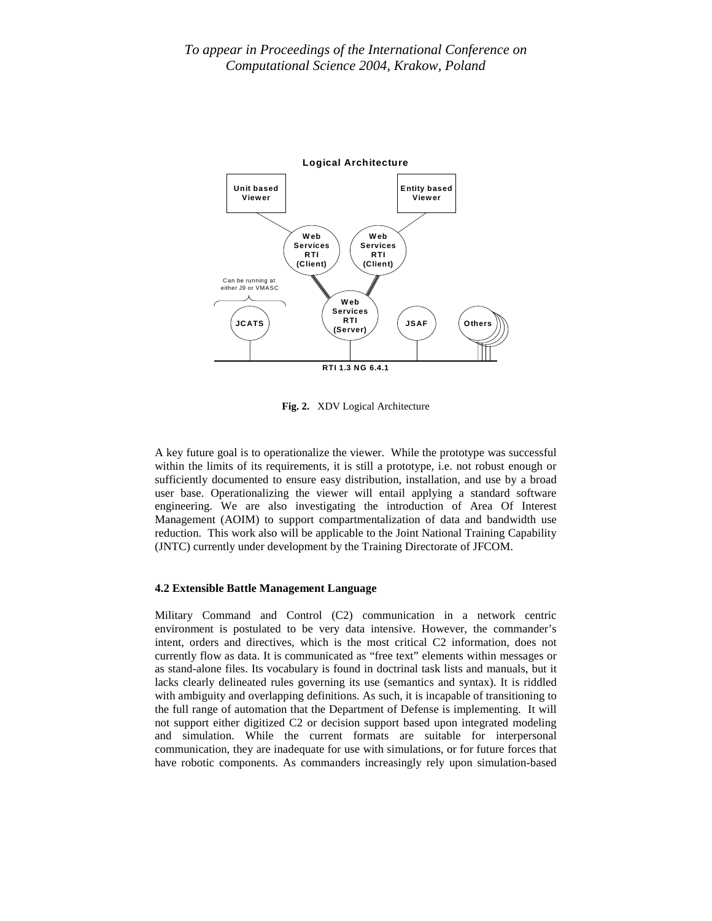**Fig. 2.** XDV Logical Architecture

A key future goal is to operationalize the viewer. While the prototype was successful within the limits of its requirements, it is still a prototype, i.e. not robust enough or sufficiently documented to ensure easy distribution, installation, and use by a broad user base. Operationalizing the viewer will entail applying a standard software engineering. We are also investigating the introduction of Area Of Interest Management (AOIM) to support compartmentalization of data and bandwidth use reduction. This work also will be applicable to the Joint National Training Capability (JNTC) currently under development by the Training Directorate of JFCOM.

### 4.2 Extensible Battle Management Language

Military Command and Control (C2) communication in a network centric environment is postulated to be very data intensive. However, the commander's intent, orders and directives, which is the most critical C2 information, does not currently flow as data. It is communicated as "free text" elements within messages or as stand-alone files. Its vocabulary is found in doctrinal task lists and manuals, but it lacks clearly delineated rules governing its use (semantics and syntax). It is riddled with ambiguity and overlapping definitions. As such, it is incapable of transitioning to the full range of automation that the Department of Defense is implementing. It will not support either digitized C2 or decision support based upon integrated modeling and simulation. While the current formats are suitable for interpersonal communication, they are inadequate for use with simulations, or for future forces that have robotic components. As commanders increasingly rely upon simulation-based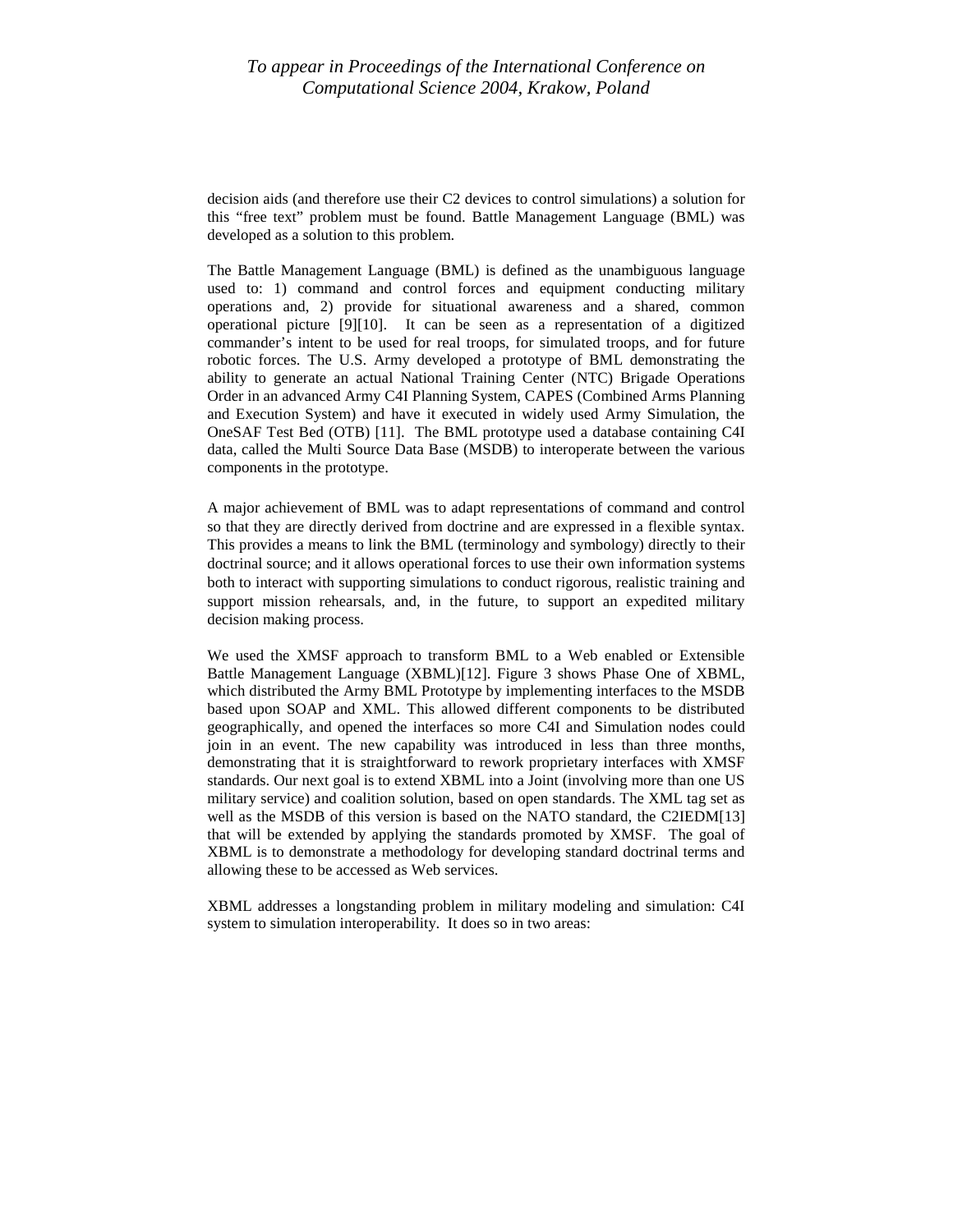decision aids (and therefore use their C2 devices to control simulations) a solution for this "free text" problem must be found. Battle Management Language (BML) was developed as a solution to this problem.

The Battle Management Language (BML) is defined as the unambiguous language used to: 1) command and control forces and equipment conducting military operations and, 2) provide for situational awareness and a shared, common operational picture [9][10]. It can be seen as a representation of a digitized commander's intent to be used for real troops, for simulated troops, and for future robotic forces. The U.S. Army developed a prototype of BML demonstrating the ability to generate an actual National Training Center (NTC) Brigade Operations Order in an advanced Army C4I Planning System, CAPES (Combined Arms Planning and Execution System) and have it executed in widely used Army Simulation, the OneSAF Test Bed (OTB) [11]. The BML prototype used a database containing C4I data, called the Multi Source Data Base (MSDB) to interoperate between the various components in the prototype.

A major achievement of BML was to adapt representations of command and control so that they are directly derived from doctrine and are expressed in a flexible syntax. This provides a means to link the BML (terminology and symbology) directly to their doctrinal source; and it allows operational forces to use their own information systems both to interact with supporting simulations to conduct rigorous, realistic training and support mission rehearsals, and, in the future, to support an expedited military decision making process.

We used the XMSF approach to transform BML to a Web enabled or Extensible Battle Management Language (XBML)[12]. Figure 3 shows Phase One of XBML, which distributed the Army BML Prototype by implementing interfaces to the MSDB based upon SOAP and XML. This allowed different components to be distributed geographically, and opened the interfaces so more C4I and Simulation nodes could join in an event. The new capability was introduced in less than three months, demonstrating that it is straightforward to rework proprietary interfaces with XMSF standards. Our next goal is to extend XBML into a Joint (involving more than one US military service) and coalition solution, based on open standards. The XML tag set as well as the MSDB of this version is based on the NATO standard, the C2IEDM[13] that will be extended by applying the standards promoted by XMSF. The goal of XBML is to demonstrate a methodology for developing standard doctrinal terms and allowing these to be accessed as Web services.

XBML addresses a longstanding problem in military modeling and simulation: C4I system to simulation interoperability. It does so in two areas: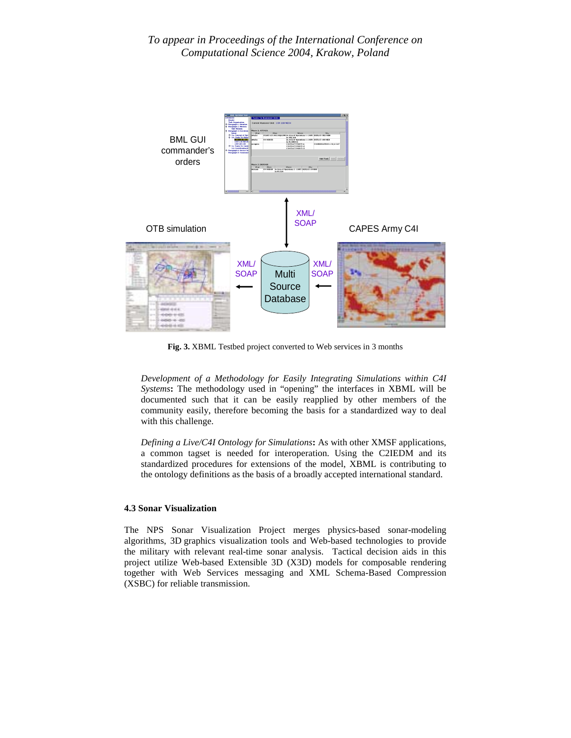**Fig. 3.** XBML Testbed project converted to Web services in 3 months

*Development of a Methodology for Easily Integrating Simulations within C4I Systems*: The methodology used in "opening" the interfaces in XBML will be documented such that it can be easily reapplied by other members of the community easily, therefore becoming the basis for a standardized way to deal with this challenge.

*Defining a Live/C4I Ontology for Simulations*: As with other XMSF applications, a common tagset is needed for interoperation. Using the C2IEDM and its standardized procedures for extensions of the model, XBML is contributing to the ontology definitions as the basis of a broadly accepted international standard.

### 4.3 Sonar Visualization

The NPS Sonar Visualization Project merges physics-based sonar-modeling algorithms, 3D graphics visualization tools and Web-based technologies to provide the military with relevant real-time sonar analysis. Tactical decision aids in this project utilize Web-based Extensible 3D (X3D) models for composable rendering together with Web Services messaging and XML Schema-Based Compression (XSBC) for reliable transmission.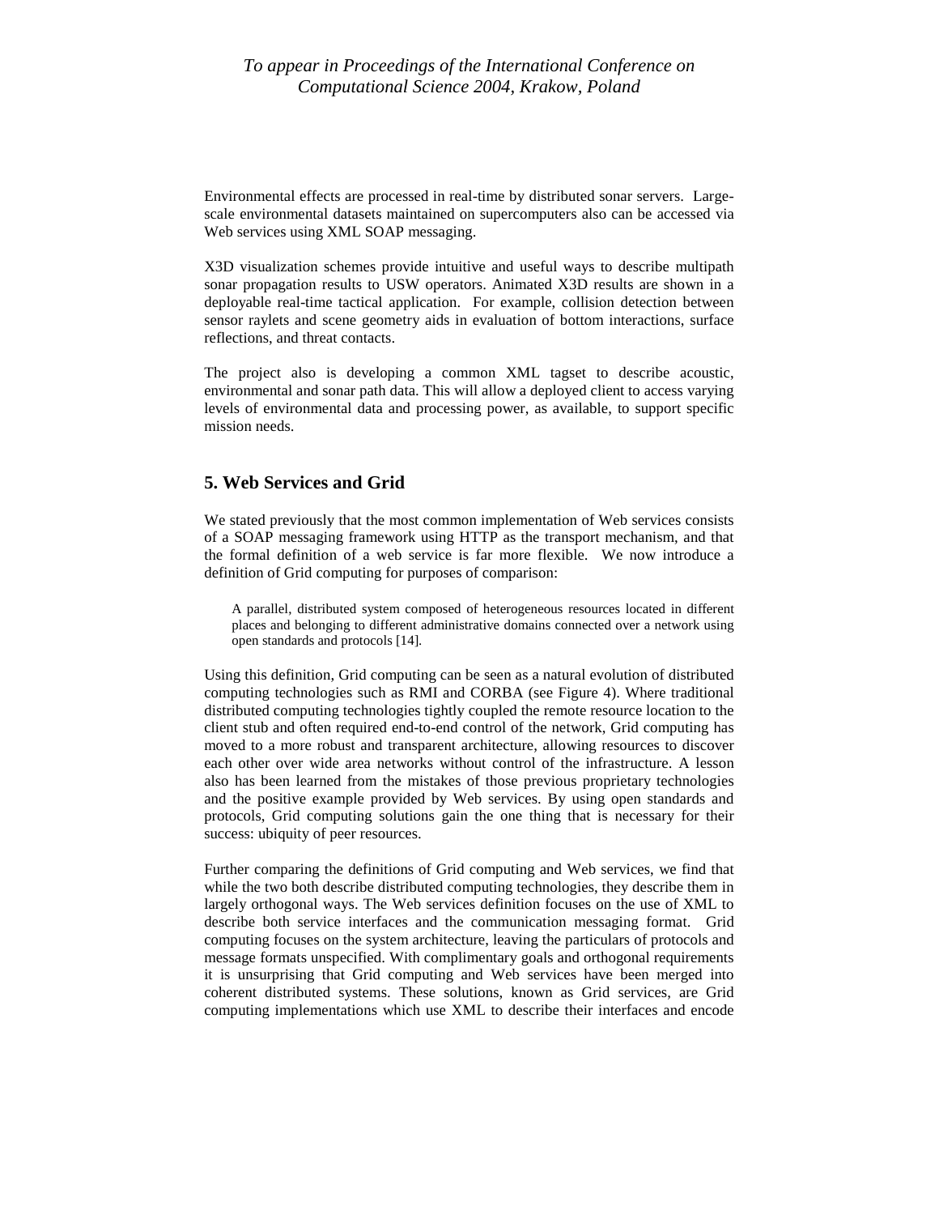Environmental effects are processed in real-time by distributed sonar servers. Large-scale environmental datasets maintained on supercomputers also can be accessed via Web services using XML SOAP messaging.

X3D visualization schemes provide intuitive and useful ways to describe multipath sonar propagation results to USW operators. Animated X3D results are shown in a deployable real-time tactical application. For example, collision detection between sensor raylets and scene geometry aids in evaluation of bottom interactions, surface reflections, and threat contacts.

The project also is developing a common XML tagset to describe acoustic, environmental and sonar path data. This will allow a deployed client to access varying levels of environmental data and processing power, as available, to support specific mission needs.

## 5. Web Services and Grid

We stated previously that the most common implementation of Web services consists of a SOAP messaging framework using HTTP as the transport mechanism, and that the formal definition of a web service is far more flexible. We now introduce a definition of Grid computing for purposes of comparison:

> A parallel, distributed system composed of heterogeneous resources located in different places and belonging to different administrative domains connected over a network using open standards and protocols [14].

Using this definition, Grid computing can be seen as a natural evolution of distributed computing technologies such as RMI and CORBA (see Figure 4). Where traditional distributed computing technologies tightly coupled the remote resource location to the client stub and often required end-to-end control of the network, Grid computing has moved to a more robust and transparent architecture, allowing resources to discover each other over wide area networks without control of the infrastructure. A lesson also has been learned from the mistakes of those previous proprietary technologies and the positive example provided by Web services. By using open standards and protocols, Grid computing solutions gain the one thing that is necessary for their success: ubiquity of peer resources.

Further comparing the definitions of Grid computing and Web services, we find that while the two both describe distributed computing technologies, they describe them in largely orthogonal ways. The Web services definition focuses on the use of XML to describe both service interfaces and the communication messaging format. Grid computing focuses on the system architecture, leaving the particulars of protocols and message formats unspecified. With complimentary goals and orthogonal requirements it is unsurprising that Grid computing and Web services have been merged into coherent distributed systems. These solutions, known as Grid services, are Grid computing implementations which use XML to describe their interfaces and encode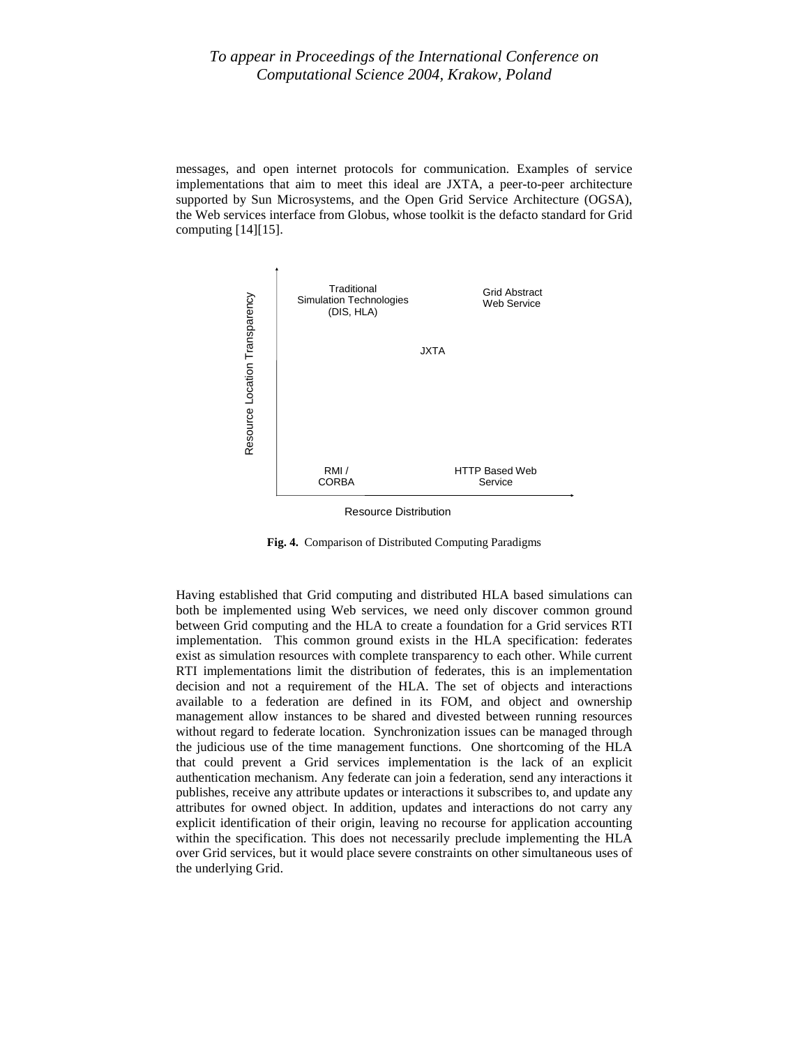messages, and open internet protocols for communication. Examples of service implementations that aim to meet this ideal are JXTA, a peer-to-peer architecture supported by Sun Microsystems, and the Open Grid Service Architecture (OGSA), the Web services interface from Globus, whose toolkit is the defacto standard for Grid computing [14][15].

Resource Location Transparency

Traditional Simulation Technologies (DIS, HLA)

Grid Abstract Web Service

JXTA

RMI / CORBA

HTTP Based Web Service

Resource Distribution

**Fig. 4.** Comparison of Distributed Computing Paradigms

Having established that Grid computing and distributed HLA based simulations can both be implemented using Web services, we need only discover common ground between Grid computing and the HLA to create a foundation for a Grid services RTI implementation. This common ground exists in the HLA specification: federates exist as simulation resources with complete transparency to each other. While current RTI implementations limit the distribution of federates, this is an implementation decision and not a requirement of the HLA. The set of objects and interactions available to a federation are defined in its FOM, and object and ownership management allow instances to be shared and divested between running resources without regard to federate location. Synchronization issues can be managed through the judicious use of the time management functions. One shortcoming of the HLA that could prevent a Grid services implementation is the lack of an explicit authentication mechanism. Any federate can join a federation, send any interactions it publishes, receive any attribute updates or interactions it subscribes to, and update any attributes for owned object. In addition, updates and interactions do not carry any explicit identification of their origin, leaving no recourse for application accounting within the specification. This does not necessarily preclude implementing the HLA over Grid services, but it would place severe constraints on other simultaneous uses of the underlying Grid.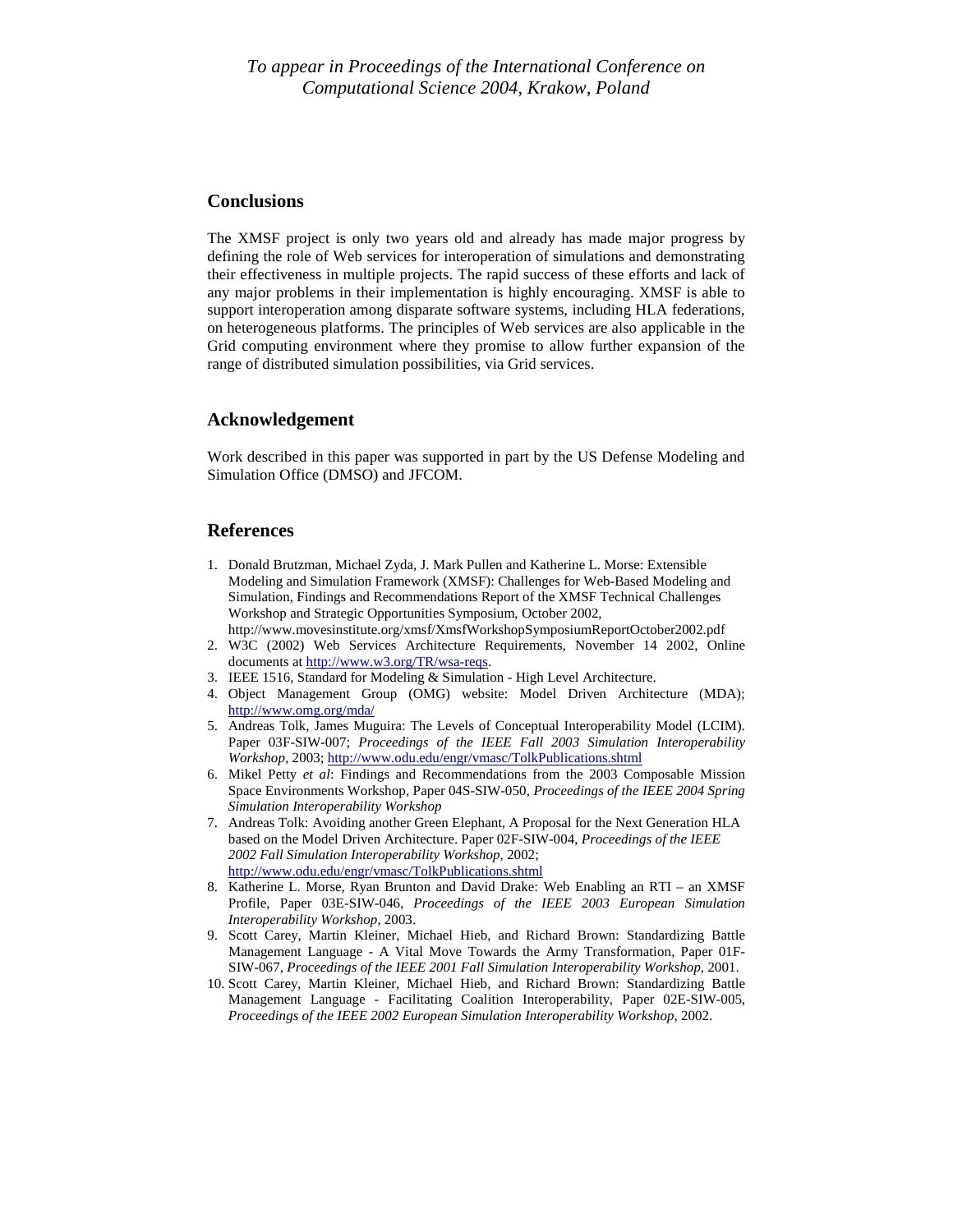## Conclusions

The XMSF project is only two years old and already has made major progress by defining the role of Web services for interoperation of simulations and demonstrating their effectiveness in multiple projects. The rapid success of these efforts and lack of any major problems in their implementation is highly encouraging. XMSF is able to support interoperation among disparate software systems, including HLA federations, on heterogeneous platforms. The principles of Web services are also applicable in the Grid computing environment where they promise to allow further expansion of the range of distributed simulation possibilities, via Grid services.

## Acknowledgement

Work described in this paper was supported in part by the US Defense Modeling and Simulation Office (DMSO) and JFCOM.

## References

1. Donald Brutzman, Michael Zyda, J. Mark Pullen and Katherine L. Morse: Extensible Modeling and Simulation Framework (XMSF): Challenges for Web-Based Modeling and Simulation, Findings and Recommendations Report of the XMSF Technical Challenges Workshop and Strategic Opportunities Symposium, October 2002, http://www.movesinstitute.org/xmsf/XmsfWorkshopSymposiumReportOctober2002.pdf
2. W3C (2002) Web Services Architecture Requirements, November 14 2002, Online documents at http://www.w3.org/TR/wsa-reqs.
3. IEEE 1516, Standard for Modeling & Simulation - High Level Architecture.
4. Object Management Group (OMG) website: Model Driven Architecture (MDA); http://www.omg.org/mda/
5. Andreas Tolk, James Muguira: The Levels of Conceptual Interoperability Model (LCIM). Paper 03F-SIW-007; *Proceedings of the IEEE Fall 2003 Simulation Interoperability Workshop*, 2003; http://www.odu.edu/engr/vmasc/TolkPublications.shtml
6. Mikel Petty *et al*: Findings and Recommendations from the 2003 Composable Mission Space Environments Workshop, Paper 04S-SIW-050, *Proceedings of the IEEE 2004 Spring Simulation Interoperability Workshop*
7. Andreas Tolk: Avoiding another Green Elephant, A Proposal for the Next Generation HLA based on the Model Driven Architecture. Paper 02F-SIW-004, *Proceedings of the IEEE 2002 Fall Simulation Interoperability Workshop*, 2002; http://www.odu.edu/engr/vmasc/TolkPublications.shtml
8. Katherine L. Morse, Ryan Brunton and David Drake: Web Enabling an RTI – an XMSF Profile, Paper 03E-SIW-046, *Proceedings of the IEEE 2003 European Simulation Interoperability Workshop*, 2003.
9. Scott Carey, Martin Kleiner, Michael Hieb, and Richard Brown: Standardizing Battle Management Language - A Vital Move Towards the Army Transformation, Paper 01F-SIW-067, *Proceedings of the IEEE 2001 Fall Simulation Interoperability Workshop*, 2001.
10. Scott Carey, Martin Kleiner, Michael Hieb, and Richard Brown: Standardizing Battle Management Language - Facilitating Coalition Interoperability, Paper 02E-SIW-005, *Proceedings of the IEEE 2002 European Simulation Interoperability Workshop*, 2002.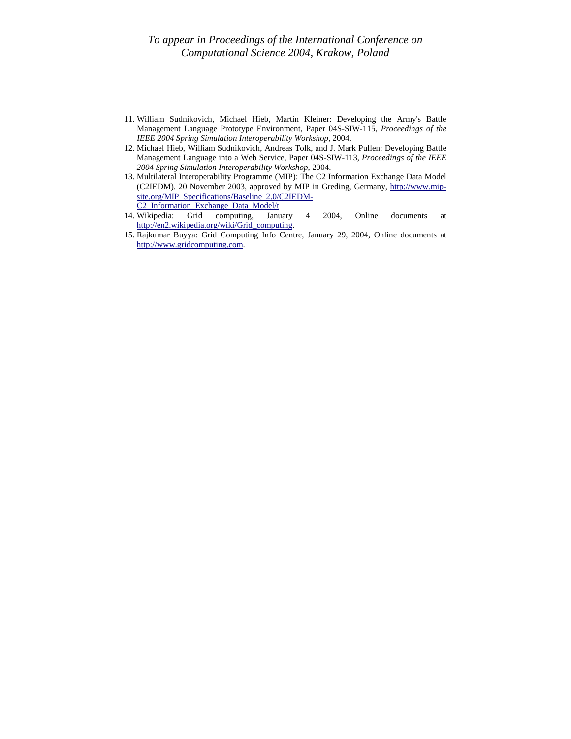11. William Sudnikovich, Michael Hieb, Martin Kleiner: Developing the Army's Battle Management Language Prototype Environment, Paper 04S-SIW-115, *Proceedings of the IEEE 2004 Spring Simulation Interoperability Workshop*, 2004.
12. Michael Hieb, William Sudnikovich, Andreas Tolk, and J. Mark Pullen: Developing Battle Management Language into a Web Service, Paper 04S-SIW-113, *Proceedings of the IEEE 2004 Spring Simulation Interoperability Workshop*, 2004.
13. Multilateral Interoperability Programme (MIP): The C2 Information Exchange Data Model (C2IEDM). 20 November 2003, approved by MIP in Greding, Germany, http://www.mip-site.org/MIP_Specifications/Baseline_2.0/C2IEDM-C2_Information_Exchange_Data_Model/t
14. Wikipedia: Grid computing, January 4 2004, Online documents at http://en2.wikipedia.org/wiki/Grid_computing.
15. Rajkumar Buyya: Grid Computing Info Centre, January 29, 2004, Online documents at http://www.gridcomputing.com.